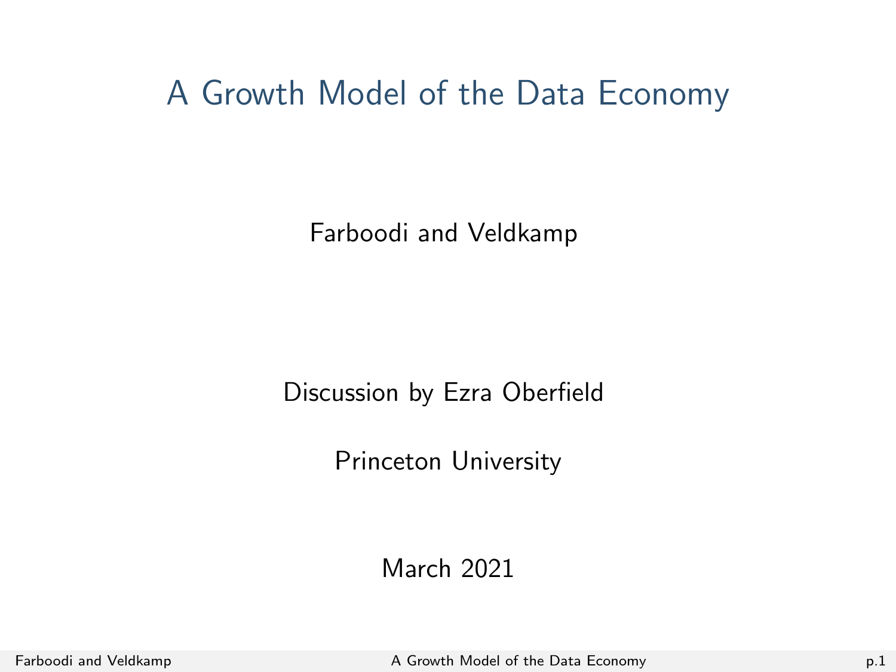# A Growth Model of the Data Economy

Farboodi and Veldkamp

Discussion by Ezra Oberfield

Princeton University

March 2021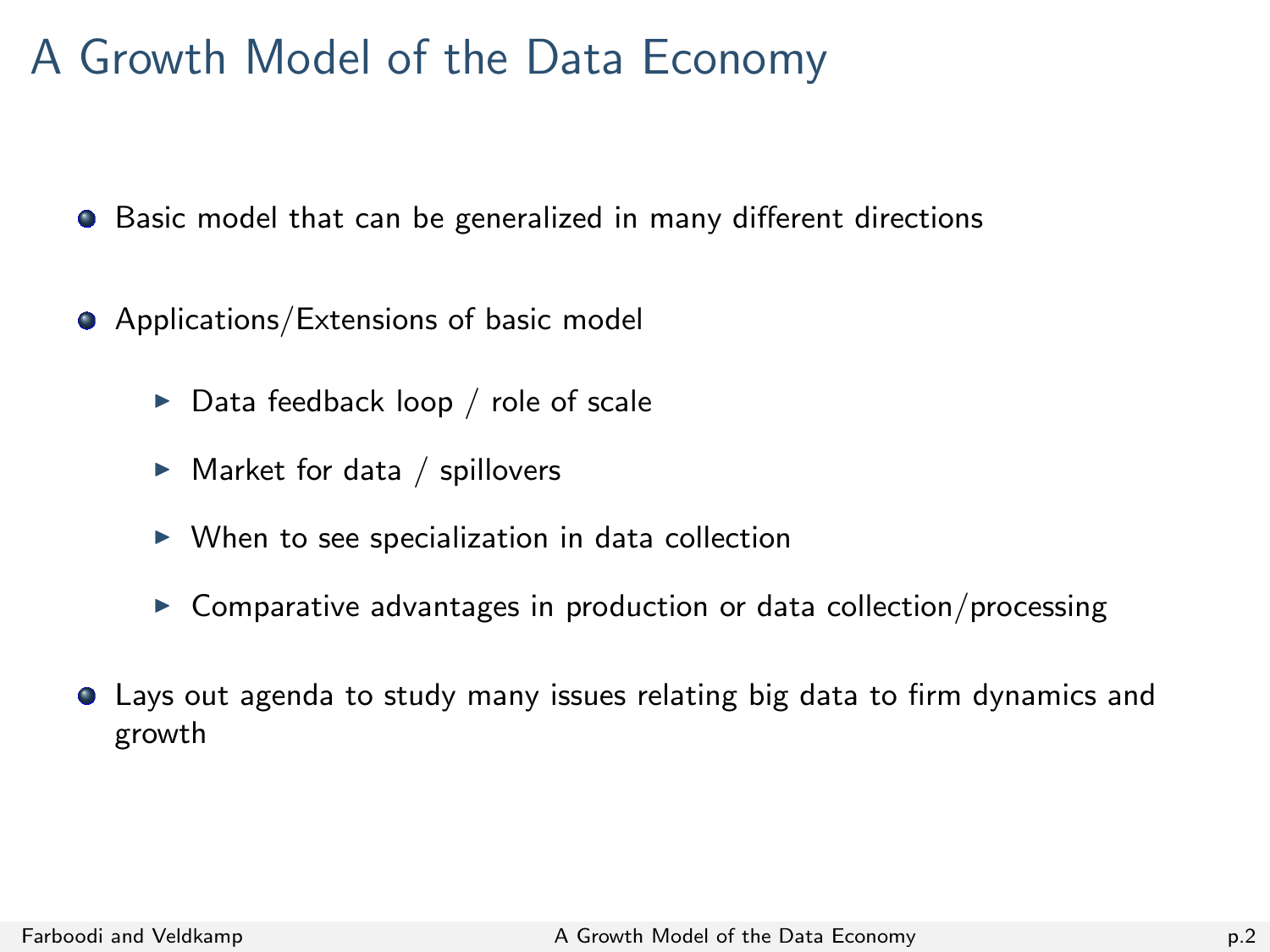# A Growth Model of the Data Economy

- Basic model that can be generalized in many different directions
- Applications/Extensions of basic model
  - Data feedback loop / role of scale
  - Market for data / spillovers
  - When to see specialization in data collection
  - Comparative advantages in production or data collection/processing
- Lays out agenda to study many issues relating big data to firm dynamics and growth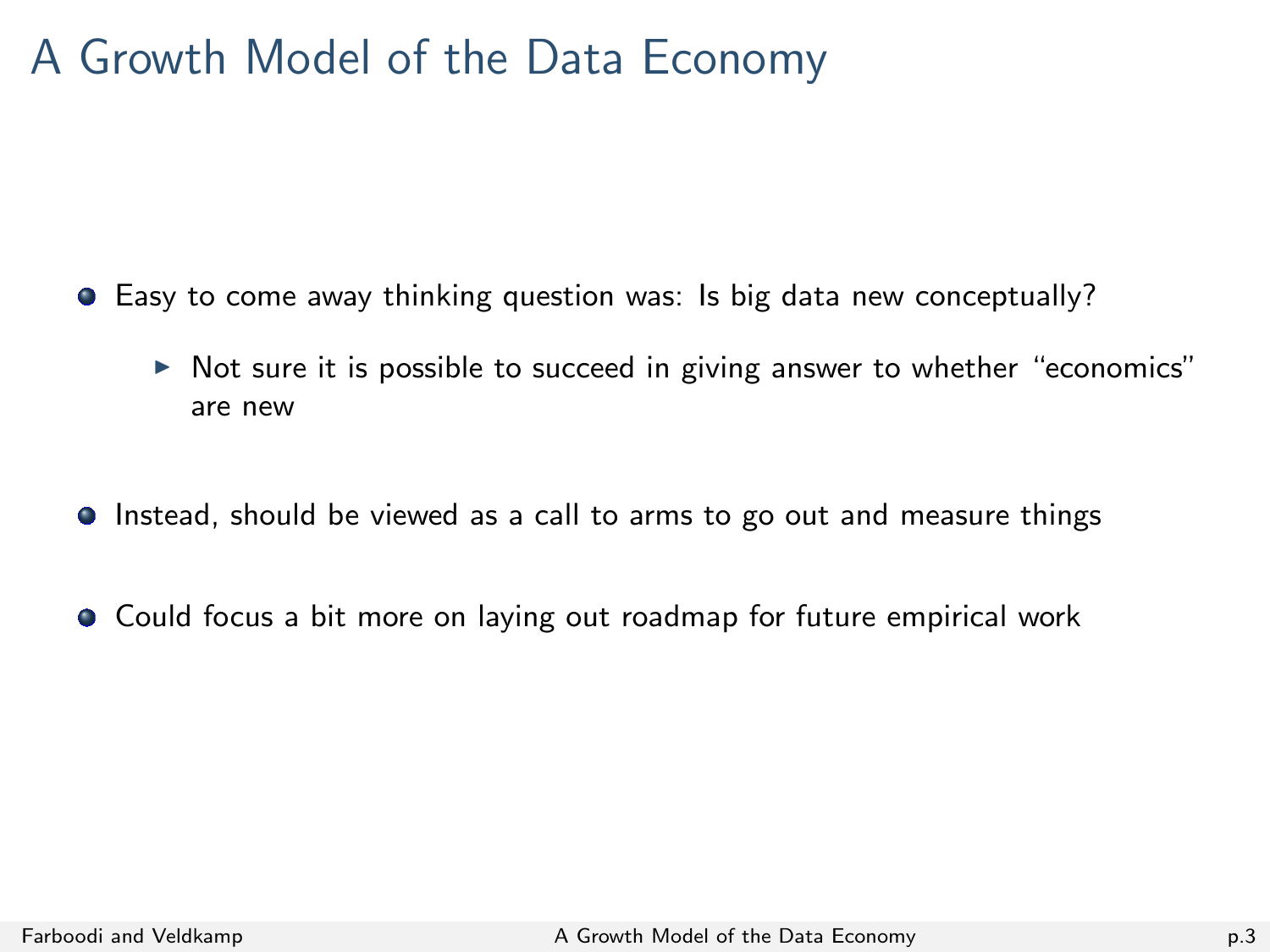# A Growth Model of the Data Economy

- Easy to come away thinking question was: Is big data new conceptually?
  - Not sure it is possible to succeed in giving answer to whether "economics" are new
- Instead, should be viewed as a call to arms to go out and measure things
- Could focus a bit more on laying out roadmap for future empirical work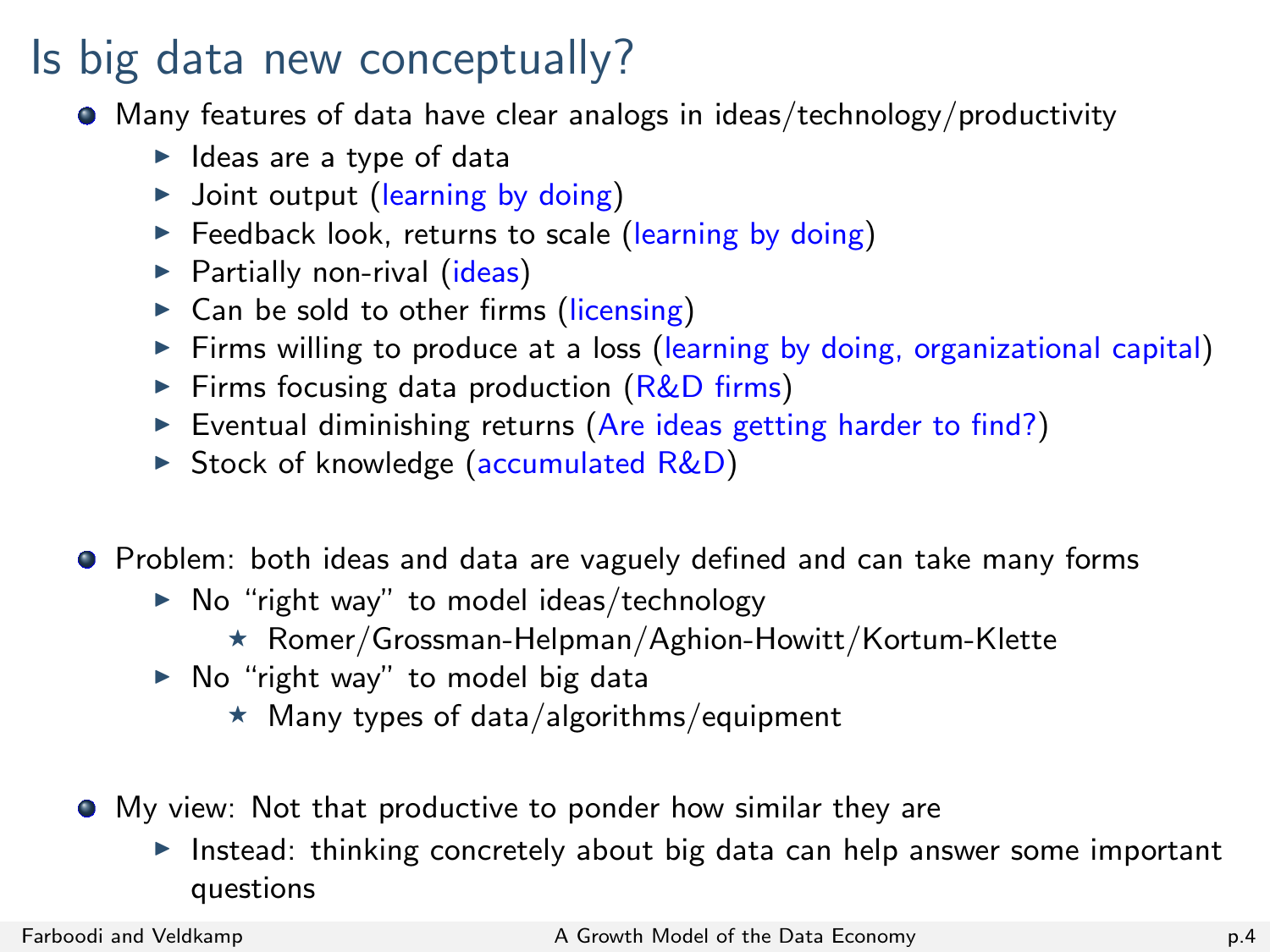# Is big data new conceptually?

- Many features of data have clear analogs in ideas/technology/productivity
  - Ideas are a type of data
  - Joint output (learning by doing)
  - Feedback look, returns to scale (learning by doing)
  - Partially non-rival (ideas)
  - Can be sold to other firms (licensing)
  - Firms willing to produce at a loss (learning by doing, organizational capital)
  - Firms focusing data production (R&D firms)
  - Eventual diminishing returns (Are ideas getting harder to find?)
  - Stock of knowledge (accumulated R&D)

- Problem: both ideas and data are vaguely defined and can take many forms
  - No "right way" to model ideas/technology
    - Romer/Grossman-Helpman/Aghion-Howitt/Kortum-Klette
  - No "right way" to model big data
    - Many types of data/algorithms/equipment

- My view: Not that productive to ponder how similar they are
  - Instead: thinking concretely about big data can help answer some important questions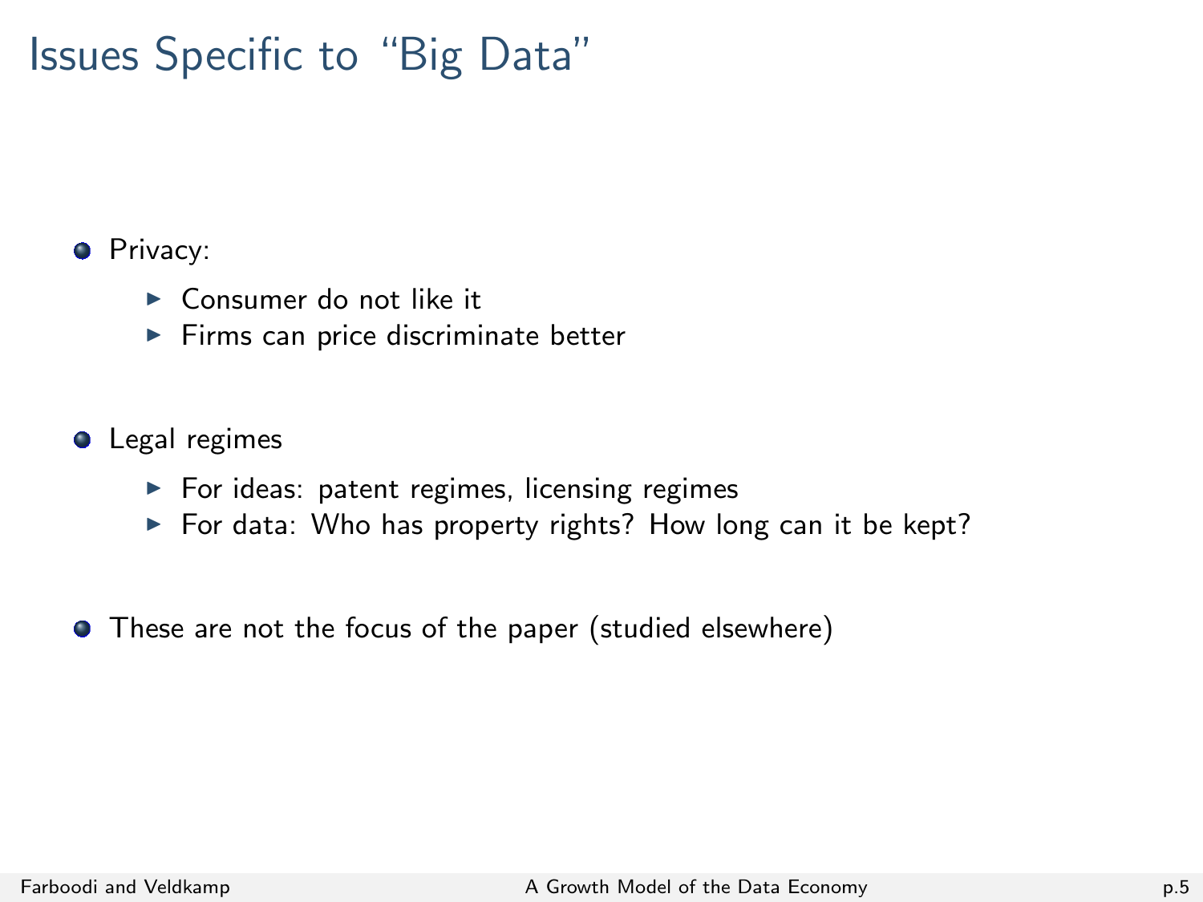# Issues Specific to "Big Data"

- Privacy:
  - Consumer do not like it
  - Firms can price discriminate better
- Legal regimes
  - For ideas: patent regimes, licensing regimes
  - For data: Who has property rights? How long can it be kept?
- These are not the focus of the paper (studied elsewhere)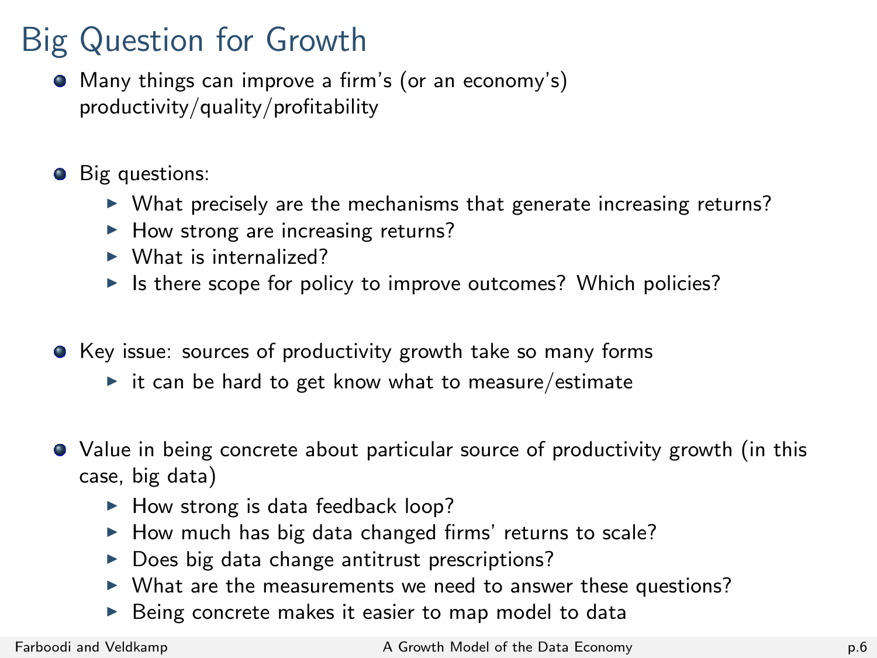# Big Question for Growth

- Many things can improve a firm's (or an economy's) productivity/quality/profitability

- Big questions:
  - What precisely are the mechanisms that generate increasing returns?
  - How strong are increasing returns?
  - What is internalized?
  - Is there scope for policy to improve outcomes? Which policies?

- Key issue: sources of productivity growth take so many forms
  - it can be hard to get know what to measure/estimate

- Value in being concrete about particular source of productivity growth (in this case, big data)
  - How strong is data feedback loop?
  - How much has big data changed firms' returns to scale?
  - Does big data change antitrust prescriptions?
  - What are the measurements we need to answer these questions?
  - Being concrete makes it easier to map model to data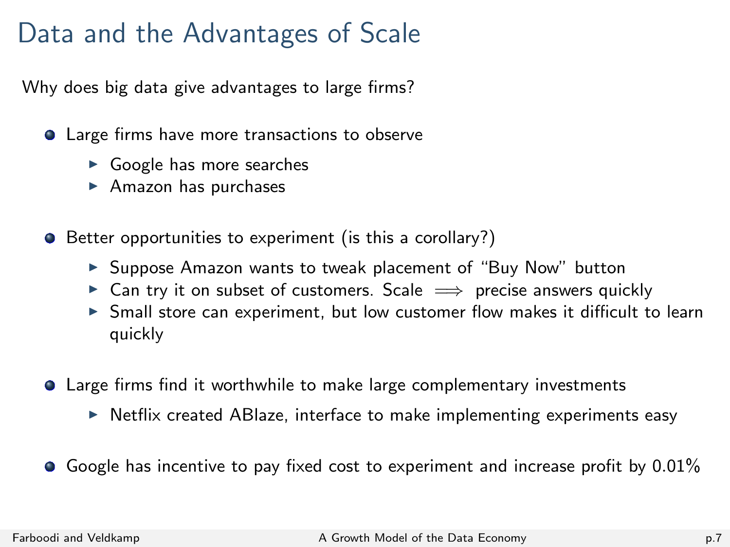# Data and the Advantages of Scale

Why does big data give advantages to large firms?

- Large firms have more transactions to observe
  - Google has more searches
  - Amazon has purchases
- Better opportunities to experiment (is this a corollary?)
  - Suppose Amazon wants to tweak placement of “Buy Now” button
  - Can try it on subset of customers. Scale $\Longrightarrow$ precise answers quickly
  - Small store can experiment, but low customer flow makes it difficult to learn quickly
- Large firms find it worthwhile to make large complementary investments
  - Netflix created ABlaze, interface to make implementing experiments easy
- Google has incentive to pay fixed cost to experiment and increase profit by 0.01%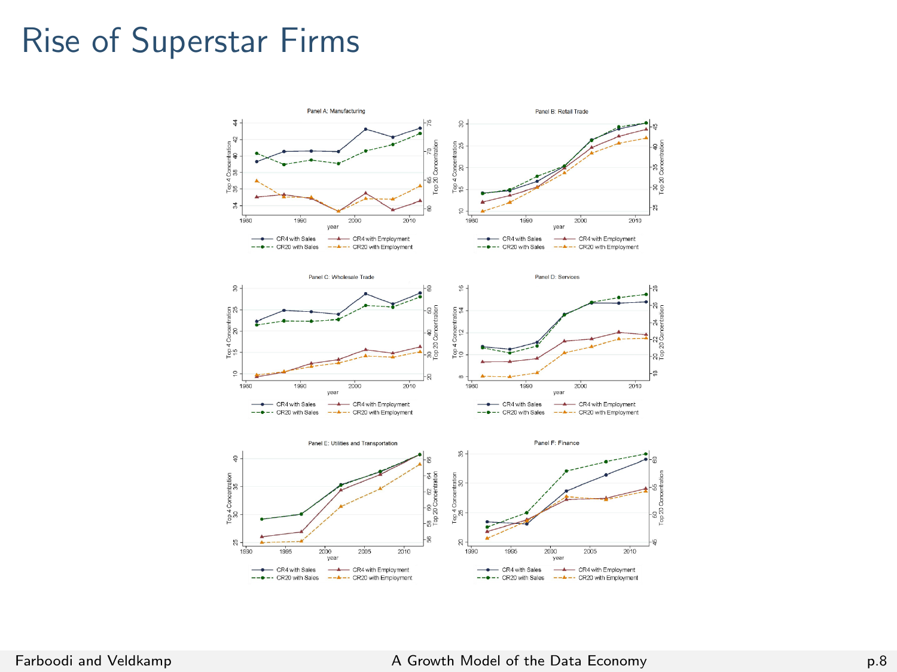# Rise of Superstar Firms

Panel A: Manufacturing

Panel B: Retail Trade

Panel C: Wholesale Trade

Panel D: Services

Panel E: Utilities and Transportation

Panel F: Finance

CR4 with Sales — CR4 with Employment — CR20 with Sales — CR20 with Employment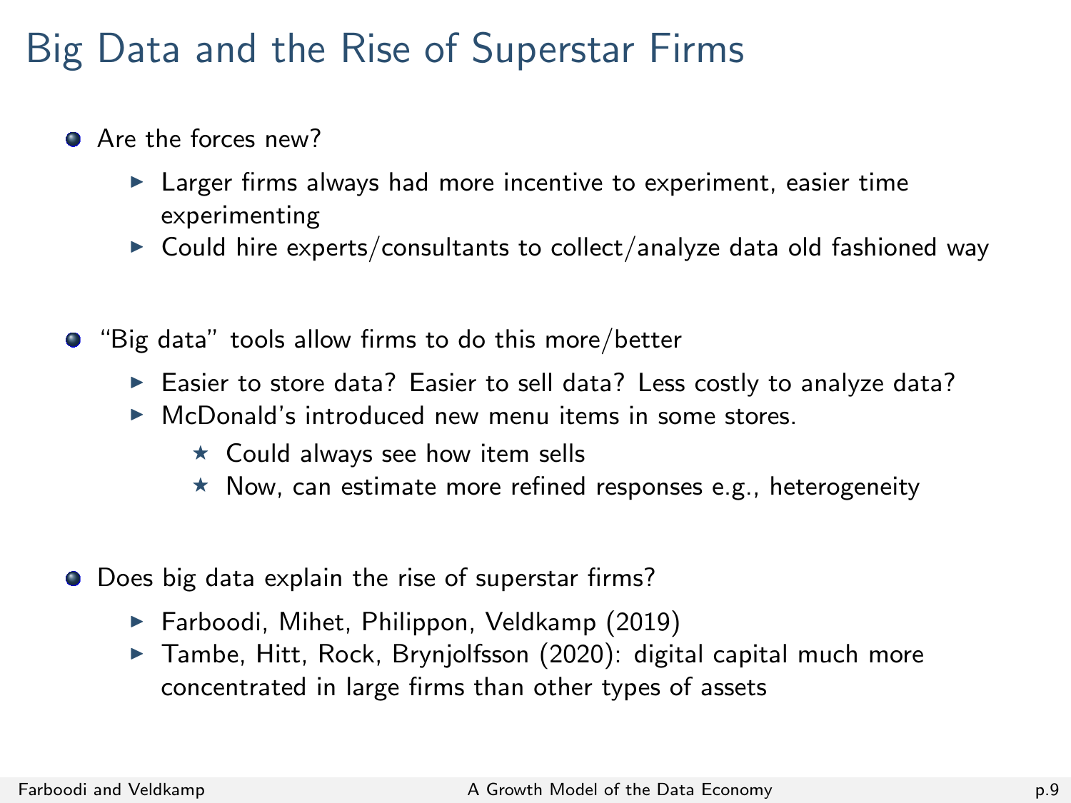# Big Data and the Rise of Superstar Firms

- Are the forces new?
  - Larger firms always had more incentive to experiment, easier time experimenting
  - Could hire experts/consultants to collect/analyze data old fashioned way

- "Big data" tools allow firms to do this more/better
  - Easier to store data? Easier to sell data? Less costly to analyze data?
  - McDonald's introduced new menu items in some stores.
    - Could always see how item sells
    - Now, can estimate more refined responses e.g., heterogeneity

- Does big data explain the rise of superstar firms?
  - Farboodi, Mihet, Philippon, Veldkamp (2019)
  - Tambe, Hitt, Rock, Brynjolfsson (2020): digital capital much more concentrated in large firms than other types of assets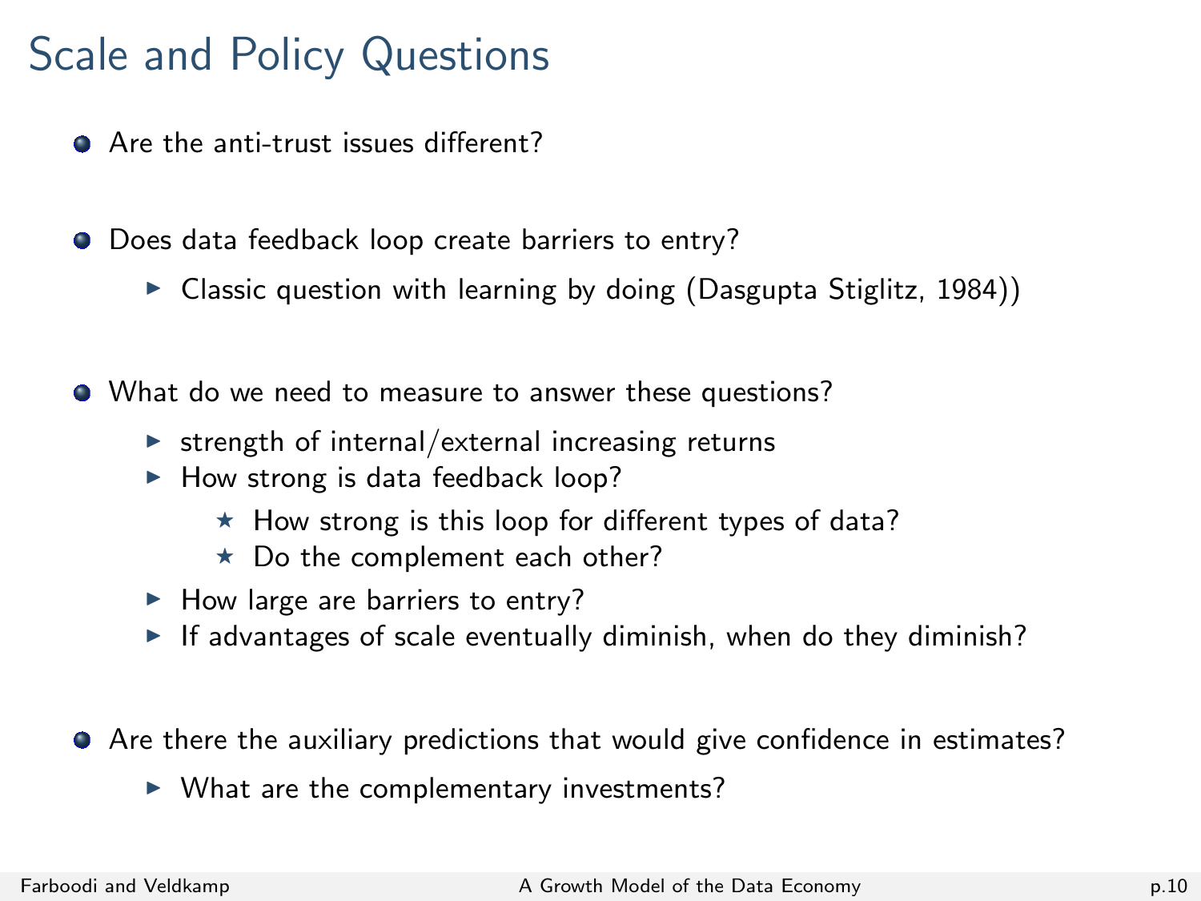# Scale and Policy Questions

- Are the anti-trust issues different?
- Does data feedback loop create barriers to entry?
  - Classic question with learning by doing (Dasgupta Stiglitz, 1984))
- What do we need to measure to answer these questions?
  - strength of internal/external increasing returns
  - How strong is data feedback loop?
    - How strong is this loop for different types of data?
    - Do the complement each other?
  - How large are barriers to entry?
  - If advantages of scale eventually diminish, when do they diminish?
- Are there the auxiliary predictions that would give confidence in estimates?
  - What are the complementary investments?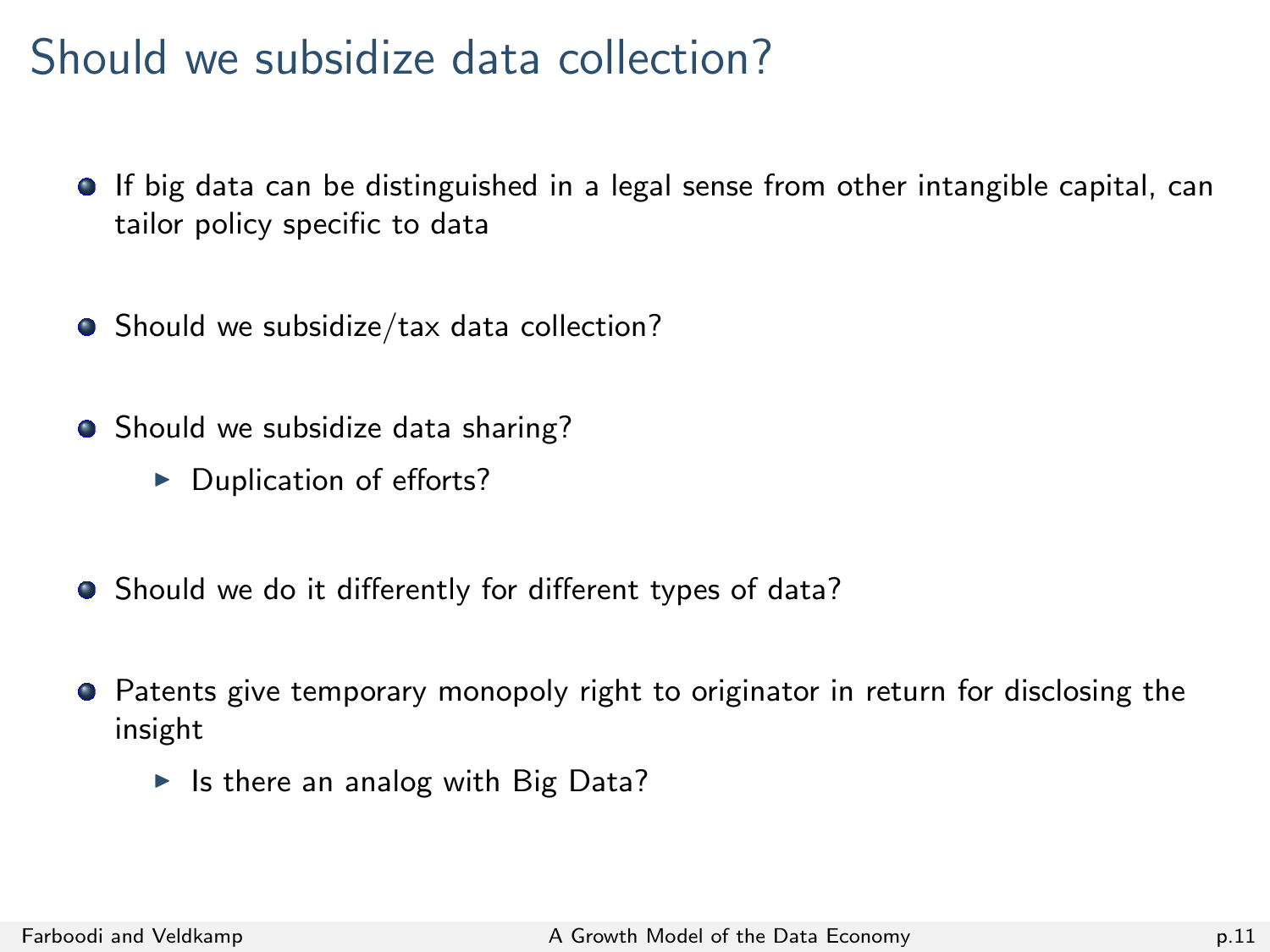# Should we subsidize data collection?

- If big data can be distinguished in a legal sense from other intangible capital, can tailor policy specific to data
- Should we subsidize/tax data collection?
- Should we subsidize data sharing?
  - Duplication of efforts?
- Should we do it differently for different types of data?
- Patents give temporary monopoly right to originator in return for disclosing the insight
  - Is there an analog with Big Data?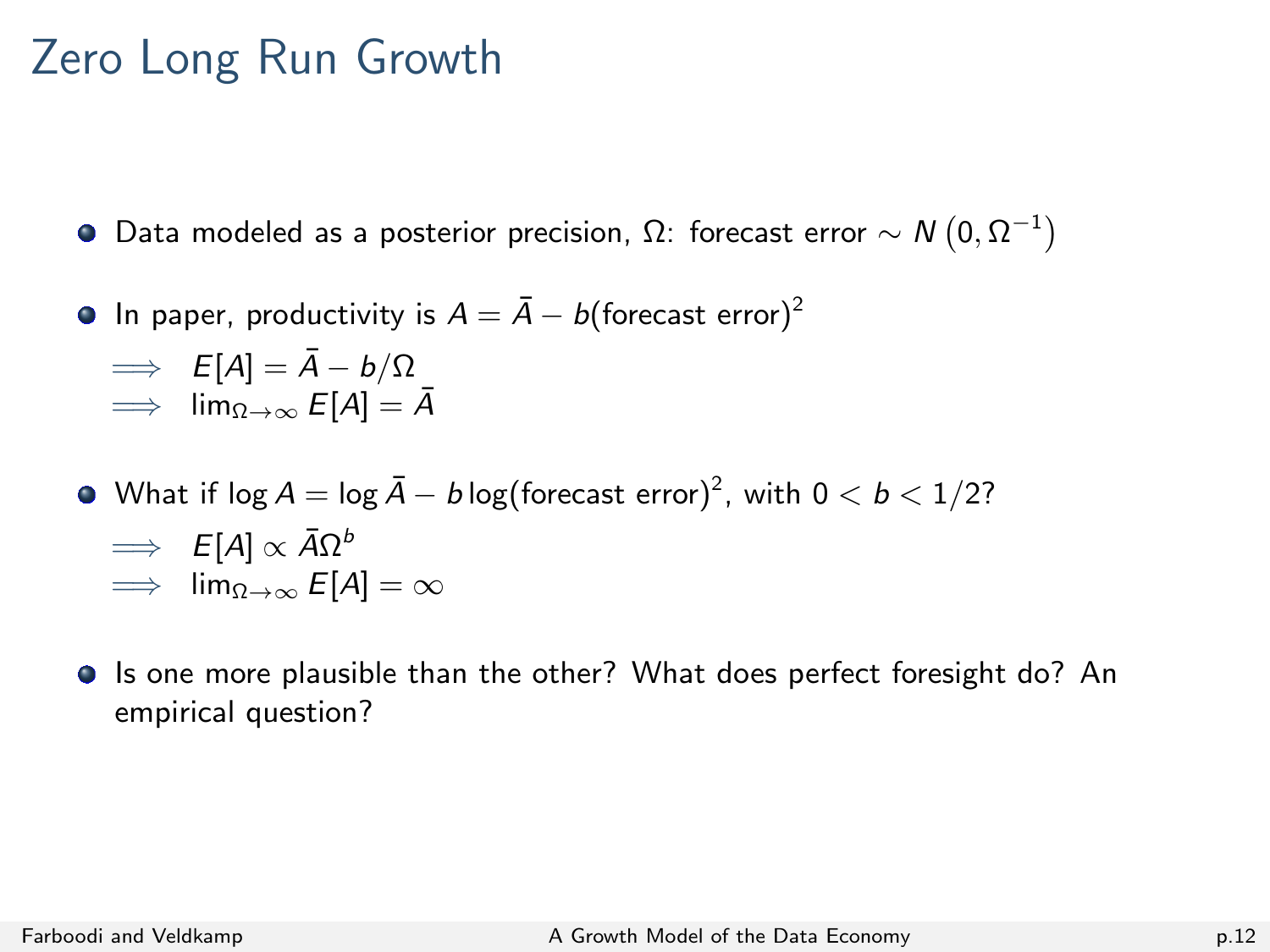# Zero Long Run Growth

- Data modeled as a posterior precision, $\Omega$: forecast error $\sim N\left(0, \Omega^{-1}\right)$

- In paper, productivity is $A = \bar{A} - b(\text{forecast error})^2$

  $\implies \quad E[A] = \bar{A} - b/\Omega$

  $\implies \quad \lim_{\Omega \to \infty} E[A] = \bar{A}$

- What if $\log A = \log \bar{A} - b \log(\text{forecast error})^2$, with $0 < b < 1/2$?

  $\implies \quad E[A] \propto \bar{A}\Omega^b$

  $\implies \quad \lim_{\Omega \to \infty} E[A] = \infty$

- Is one more plausible than the other? What does perfect foresight do? An empirical question?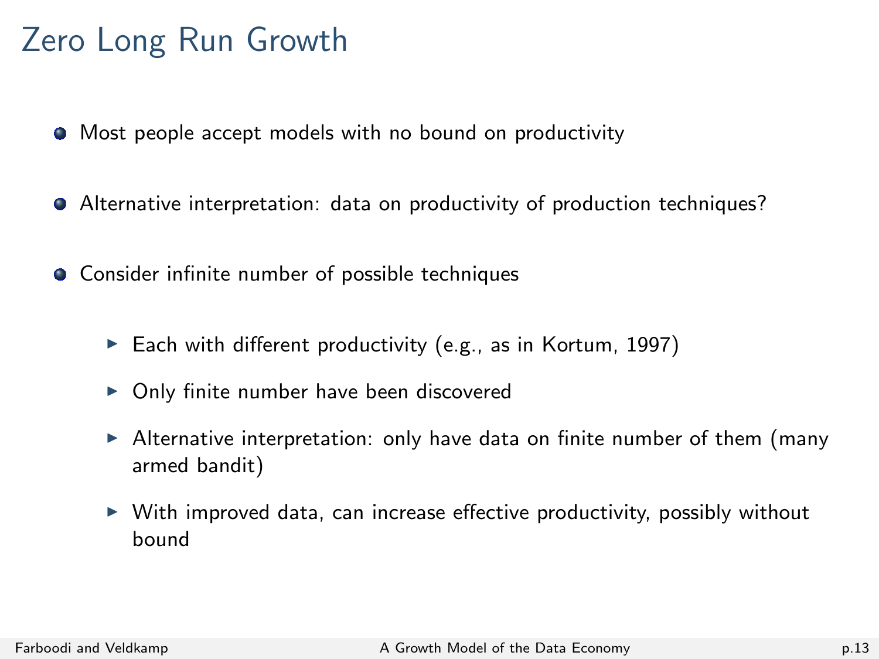# Zero Long Run Growth

- Most people accept models with no bound on productivity
- Alternative interpretation: data on productivity of production techniques?
- Consider infinite number of possible techniques
  - Each with different productivity (e.g., as in Kortum, 1997)
  - Only finite number have been discovered
  - Alternative interpretation: only have data on finite number of them (many armed bandit)
  - With improved data, can increase effective productivity, possibly without bound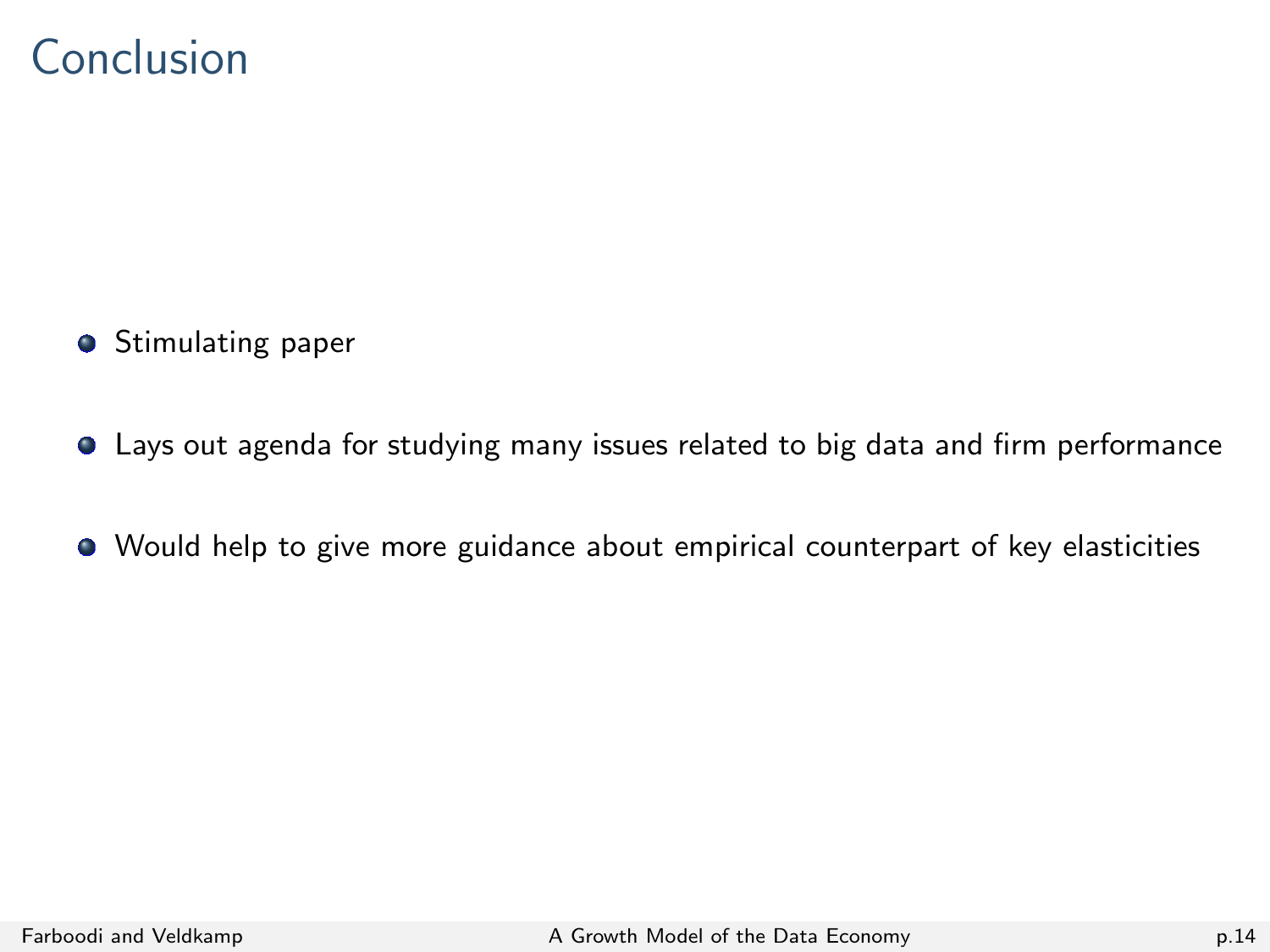# Conclusion

- Stimulating paper
- Lays out agenda for studying many issues related to big data and firm performance
- Would help to give more guidance about empirical counterpart of key elasticities